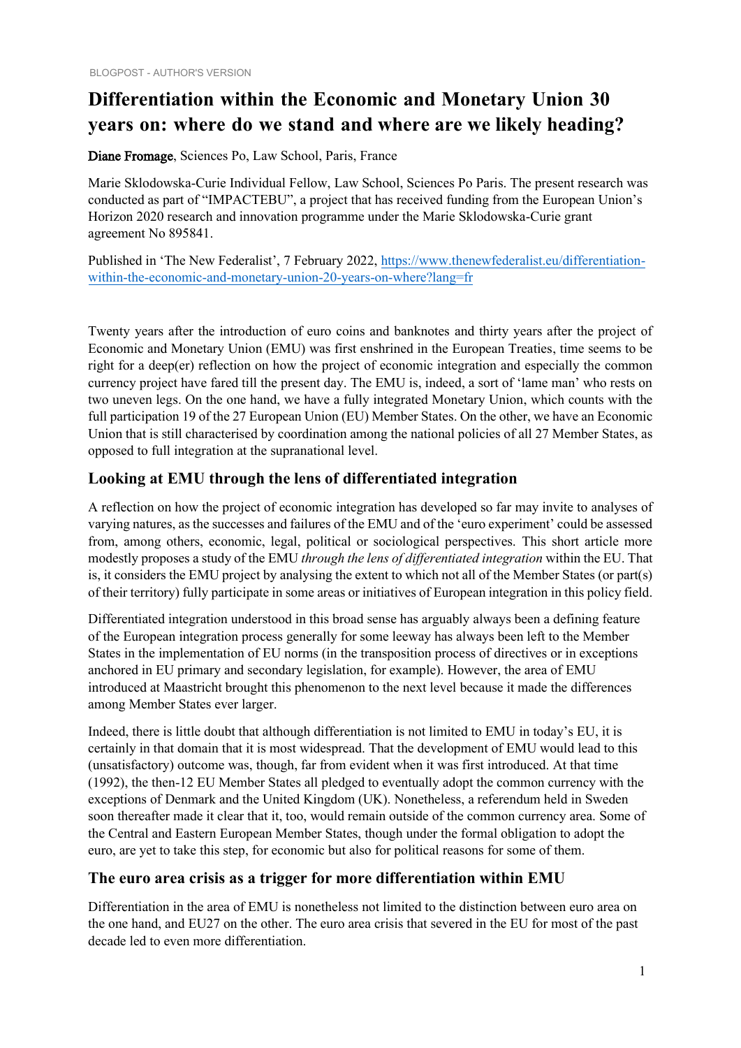BLOGPOST - AUTHOR'S VERSION

# Differentiation within the Economic and Monetary Union 30 years on: where do we stand and where are we likely heading?

Diane Fromage, Sciences Po, Law School, Paris, France

Marie Sklodowska-Curie Individual Fellow, Law School, Sciences Po Paris. The present research was conducted as part of "IMPACTEBU", a project that has received funding from the European Union's Horizon 2020 research and innovation programme under the Marie Sklodowska-Curie grant agreement No 895841.

Published in 'The New Federalist', 7 February 2022, https://www.thenewfederalist.eu/differentiation-within-the-economic-and-monetary-union-20-years-on-where?lang=fr

Twenty years after the introduction of euro coins and banknotes and thirty years after the project of Economic and Monetary Union (EMU) was first enshrined in the European Treaties, time seems to be right for a deep(er) reflection on how the project of economic integration and especially the common currency project have fared till the present day. The EMU is, indeed, a sort of 'lame man' who rests on two uneven legs. On the one hand, we have a fully integrated Monetary Union, which counts with the full participation 19 of the 27 European Union (EU) Member States. On the other, we have an Economic Union that is still characterised by coordination among the national policies of all 27 Member States, as opposed to full integration at the supranational level.

## Looking at EMU through the lens of differentiated integration

A reflection on how the project of economic integration has developed so far may invite to analyses of varying natures, as the successes and failures of the EMU and of the 'euro experiment' could be assessed from, among others, economic, legal, political or sociological perspectives. This short article more modestly proposes a study of the EMU *through the lens of differentiated integration* within the EU. That is, it considers the EMU project by analysing the extent to which not all of the Member States (or part(s) of their territory) fully participate in some areas or initiatives of European integration in this policy field.

Differentiated integration understood in this broad sense has arguably always been a defining feature of the European integration process generally for some leeway has always been left to the Member States in the implementation of EU norms (in the transposition process of directives or in exceptions anchored in EU primary and secondary legislation, for example). However, the area of EMU introduced at Maastricht brought this phenomenon to the next level because it made the differences among Member States ever larger.

Indeed, there is little doubt that although differentiation is not limited to EMU in today's EU, it is certainly in that domain that it is most widespread. That the development of EMU would lead to this (unsatisfactory) outcome was, though, far from evident when it was first introduced. At that time (1992), the then-12 EU Member States all pledged to eventually adopt the common currency with the exceptions of Denmark and the United Kingdom (UK). Nonetheless, a referendum held in Sweden soon thereafter made it clear that it, too, would remain outside of the common currency area. Some of the Central and Eastern European Member States, though under the formal obligation to adopt the euro, are yet to take this step, for economic but also for political reasons for some of them.

## The euro area crisis as a trigger for more differentiation within EMU

Differentiation in the area of EMU is nonetheless not limited to the distinction between euro area on the one hand, and EU27 on the other. The euro area crisis that severed in the EU for most of the past decade led to even more differentiation.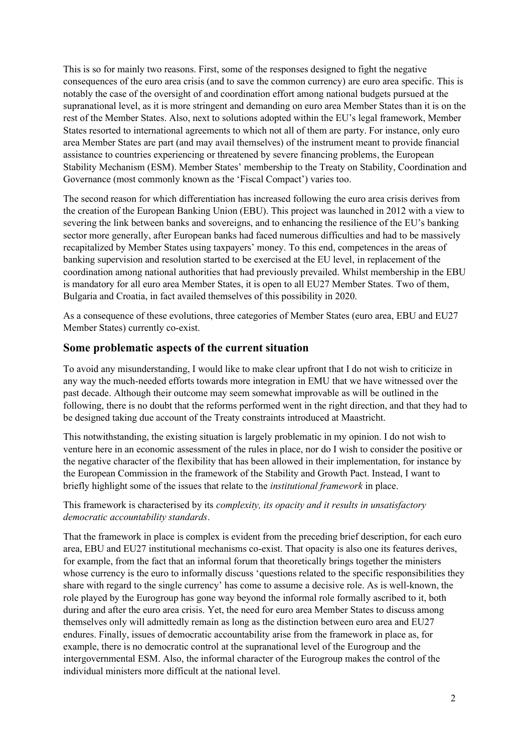This is so for mainly two reasons. First, some of the responses designed to fight the negative consequences of the euro area crisis (and to save the common currency) are euro area specific. This is notably the case of the oversight of and coordination effort among national budgets pursued at the supranational level, as it is more stringent and demanding on euro area Member States than it is on the rest of the Member States. Also, next to solutions adopted within the EU's legal framework, Member States resorted to international agreements to which not all of them are party. For instance, only euro area Member States are part (and may avail themselves) of the instrument meant to provide financial assistance to countries experiencing or threatened by severe financing problems, the European Stability Mechanism (ESM). Member States' membership to the Treaty on Stability, Coordination and Governance (most commonly known as the 'Fiscal Compact') varies too.

The second reason for which differentiation has increased following the euro area crisis derives from the creation of the European Banking Union (EBU). This project was launched in 2012 with a view to severing the link between banks and sovereigns, and to enhancing the resilience of the EU's banking sector more generally, after European banks had faced numerous difficulties and had to be massively recapitalized by Member States using taxpayers' money. To this end, competences in the areas of banking supervision and resolution started to be exercised at the EU level, in replacement of the coordination among national authorities that had previously prevailed. Whilst membership in the EBU is mandatory for all euro area Member States, it is open to all EU27 Member States. Two of them, Bulgaria and Croatia, in fact availed themselves of this possibility in 2020.

As a consequence of these evolutions, three categories of Member States (euro area, EBU and EU27 Member States) currently co-exist.

## Some problematic aspects of the current situation

To avoid any misunderstanding, I would like to make clear upfront that I do not wish to criticize in any way the much-needed efforts towards more integration in EMU that we have witnessed over the past decade. Although their outcome may seem somewhat improvable as will be outlined in the following, there is no doubt that the reforms performed went in the right direction, and that they had to be designed taking due account of the Treaty constraints introduced at Maastricht.

This notwithstanding, the existing situation is largely problematic in my opinion. I do not wish to venture here in an economic assessment of the rules in place, nor do I wish to consider the positive or the negative character of the flexibility that has been allowed in their implementation, for instance by the European Commission in the framework of the Stability and Growth Pact. Instead, I want to briefly highlight some of the issues that relate to the *institutional framework* in place.

This framework is characterised by its *complexity, its opacity and it results in unsatisfactory democratic accountability standards*.

That the framework in place is complex is evident from the preceding brief description, for each euro area, EBU and EU27 institutional mechanisms co-exist. That opacity is also one its features derives, for example, from the fact that an informal forum that theoretically brings together the ministers whose currency is the euro to informally discuss 'questions related to the specific responsibilities they share with regard to the single currency' has come to assume a decisive role. As is well-known, the role played by the Eurogroup has gone way beyond the informal role formally ascribed to it, both during and after the euro area crisis. Yet, the need for euro area Member States to discuss among themselves only will admittedly remain as long as the distinction between euro area and EU27 endures. Finally, issues of democratic accountability arise from the framework in place as, for example, there is no democratic control at the supranational level of the Eurogroup and the intergovernmental ESM. Also, the informal character of the Eurogroup makes the control of the individual ministers more difficult at the national level.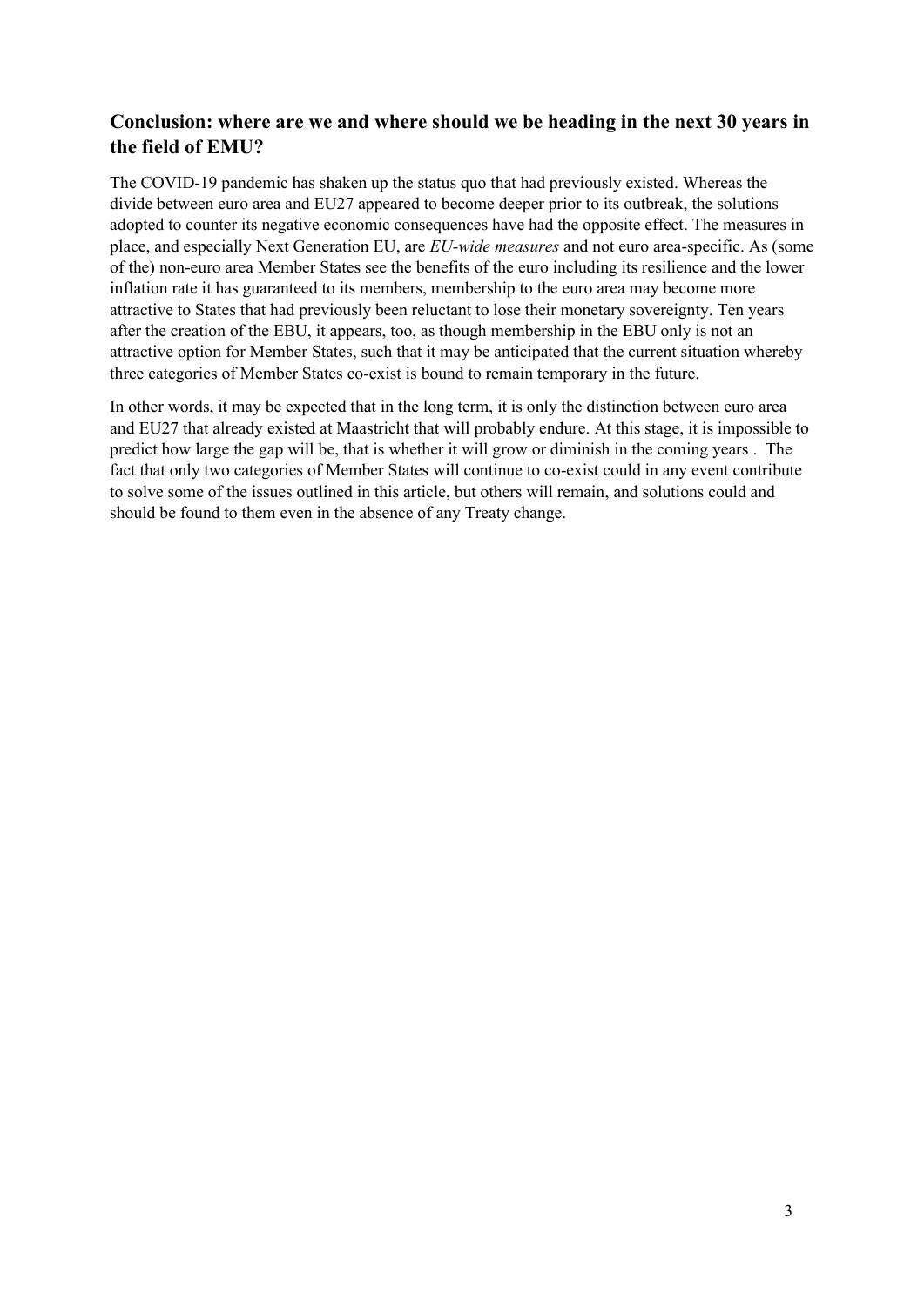## Conclusion: where are we and where should we be heading in the next 30 years in the field of EMU?

The COVID-19 pandemic has shaken up the status quo that had previously existed. Whereas the divide between euro area and EU27 appeared to become deeper prior to its outbreak, the solutions adopted to counter its negative economic consequences have had the opposite effect. The measures in place, and especially Next Generation EU, are *EU-wide measures* and not euro area-specific. As (some of the) non-euro area Member States see the benefits of the euro including its resilience and the lower inflation rate it has guaranteed to its members, membership to the euro area may become more attractive to States that had previously been reluctant to lose their monetary sovereignty. Ten years after the creation of the EBU, it appears, too, as though membership in the EBU only is not an attractive option for Member States, such that it may be anticipated that the current situation whereby three categories of Member States co-exist is bound to remain temporary in the future.

In other words, it may be expected that in the long term, it is only the distinction between euro area and EU27 that already existed at Maastricht that will probably endure. At this stage, it is impossible to predict how large the gap will be, that is whether it will grow or diminish in the coming years . The fact that only two categories of Member States will continue to co-exist could in any event contribute to solve some of the issues outlined in this article, but others will remain, and solutions could and should be found to them even in the absence of any Treaty change.